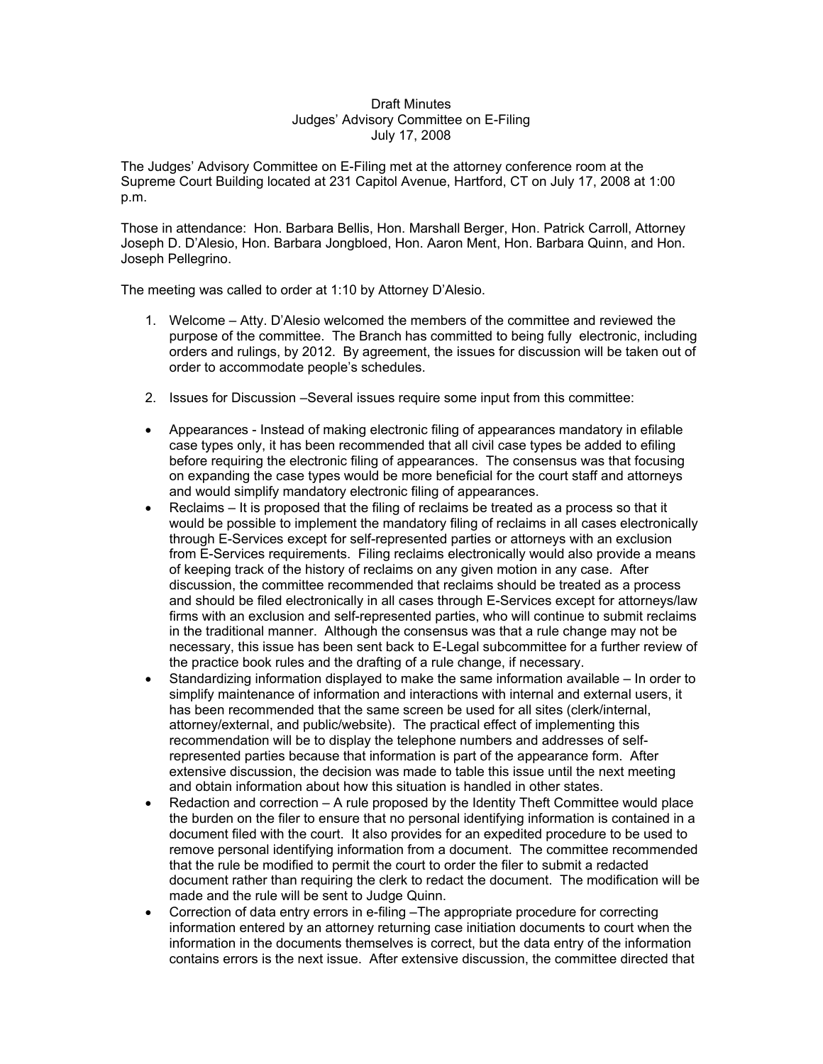Draft Minutes
Judges' Advisory Committee on E-Filing
July 17, 2008

The Judges' Advisory Committee on E-Filing met at the attorney conference room at the Supreme Court Building located at 231 Capitol Avenue, Hartford, CT on July 17, 2008 at 1:00 p.m.

Those in attendance: Hon. Barbara Bellis, Hon. Marshall Berger, Hon. Patrick Carroll, Attorney Joseph D. D'Alesio, Hon. Barbara Jongbloed, Hon. Aaron Ment, Hon. Barbara Quinn, and Hon. Joseph Pellegrino.

The meeting was called to order at 1:10 by Attorney D'Alesio.

1. Welcome – Atty. D'Alesio welcomed the members of the committee and reviewed the purpose of the committee. The Branch has committed to being fully electronic, including orders and rulings, by 2012. By agreement, the issues for discussion will be taken out of order to accommodate people's schedules.

2. Issues for Discussion –Several issues require some input from this committee:

- Appearances - Instead of making electronic filing of appearances mandatory in efilable case types only, it has been recommended that all civil case types be added to efiling before requiring the electronic filing of appearances. The consensus was that focusing on expanding the case types would be more beneficial for the court staff and attorneys and would simplify mandatory electronic filing of appearances.
- Reclaims – It is proposed that the filing of reclaims be treated as a process so that it would be possible to implement the mandatory filing of reclaims in all cases electronically through E-Services except for self-represented parties or attorneys with an exclusion from E-Services requirements. Filing reclaims electronically would also provide a means of keeping track of the history of reclaims on any given motion in any case. After discussion, the committee recommended that reclaims should be treated as a process and should be filed electronically in all cases through E-Services except for attorneys/law firms with an exclusion and self-represented parties, who will continue to submit reclaims in the traditional manner. Although the consensus was that a rule change may not be necessary, this issue has been sent back to E-Legal subcommittee for a further review of the practice book rules and the drafting of a rule change, if necessary.
- Standardizing information displayed to make the same information available – In order to simplify maintenance of information and interactions with internal and external users, it has been recommended that the same screen be used for all sites (clerk/internal, attorney/external, and public/website). The practical effect of implementing this recommendation will be to display the telephone numbers and addresses of self-represented parties because that information is part of the appearance form. After extensive discussion, the decision was made to table this issue until the next meeting and obtain information about how this situation is handled in other states.
- Redaction and correction – A rule proposed by the Identity Theft Committee would place the burden on the filer to ensure that no personal identifying information is contained in a document filed with the court. It also provides for an expedited procedure to be used to remove personal identifying information from a document. The committee recommended that the rule be modified to permit the court to order the filer to submit a redacted document rather than requiring the clerk to redact the document. The modification will be made and the rule will be sent to Judge Quinn.
- Correction of data entry errors in e-filing –The appropriate procedure for correcting information entered by an attorney returning case initiation documents to court when the information in the documents themselves is correct, but the data entry of the information contains errors is the next issue. After extensive discussion, the committee directed that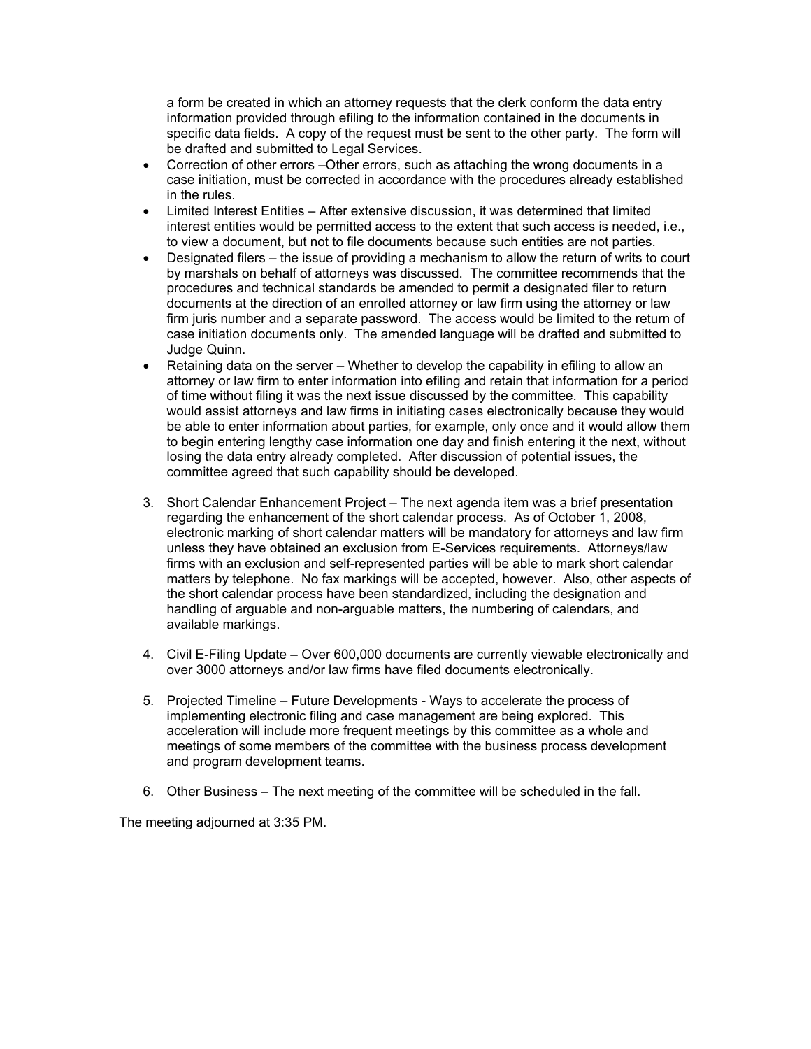a form be created in which an attorney requests that the clerk conform the data entry information provided through efiling to the information contained in the documents in specific data fields. A copy of the request must be sent to the other party. The form will be drafted and submitted to Legal Services.

- Correction of other errors –Other errors, such as attaching the wrong documents in a case initiation, must be corrected in accordance with the procedures already established in the rules.
- Limited Interest Entities – After extensive discussion, it was determined that limited interest entities would be permitted access to the extent that such access is needed, i.e., to view a document, but not to file documents because such entities are not parties.
- Designated filers – the issue of providing a mechanism to allow the return of writs to court by marshals on behalf of attorneys was discussed. The committee recommends that the procedures and technical standards be amended to permit a designated filer to return documents at the direction of an enrolled attorney or law firm using the attorney or law firm juris number and a separate password. The access would be limited to the return of case initiation documents only. The amended language will be drafted and submitted to Judge Quinn.
- Retaining data on the server – Whether to develop the capability in efiling to allow an attorney or law firm to enter information into efiling and retain that information for a period of time without filing it was the next issue discussed by the committee. This capability would assist attorneys and law firms in initiating cases electronically because they would be able to enter information about parties, for example, only once and it would allow them to begin entering lengthy case information one day and finish entering it the next, without losing the data entry already completed. After discussion of potential issues, the committee agreed that such capability should be developed.

3. Short Calendar Enhancement Project – The next agenda item was a brief presentation regarding the enhancement of the short calendar process. As of October 1, 2008, electronic marking of short calendar matters will be mandatory for attorneys and law firm unless they have obtained an exclusion from E-Services requirements. Attorneys/law firms with an exclusion and self-represented parties will be able to mark short calendar matters by telephone. No fax markings will be accepted, however. Also, other aspects of the short calendar process have been standardized, including the designation and handling of arguable and non-arguable matters, the numbering of calendars, and available markings.

4. Civil E-Filing Update – Over 600,000 documents are currently viewable electronically and over 3000 attorneys and/or law firms have filed documents electronically.

5. Projected Timeline – Future Developments - Ways to accelerate the process of implementing electronic filing and case management are being explored. This acceleration will include more frequent meetings by this committee as a whole and meetings of some members of the committee with the business process development and program development teams.

6. Other Business – The next meeting of the committee will be scheduled in the fall.

The meeting adjourned at 3:35 PM.